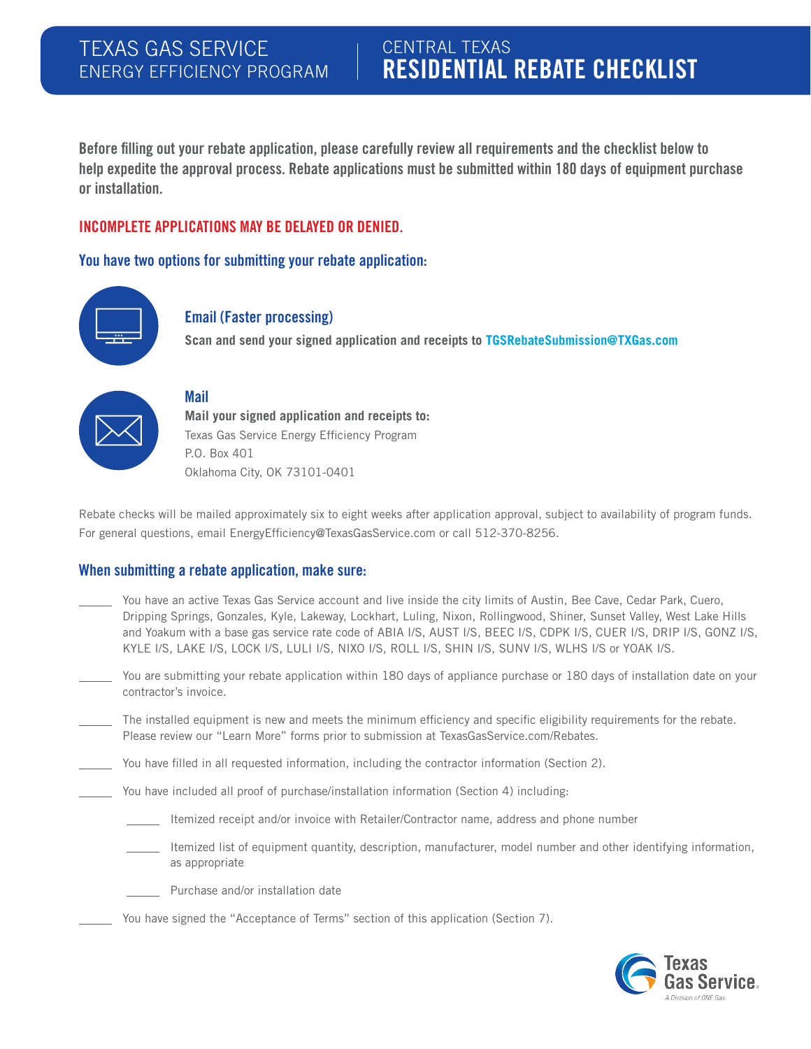# TEXAS GAS SERVICE ENERGY EFFICIENCY PROGRAM

## CENTRAL TEXAS RESIDENTIAL REBATE CHECKLIST

**Before filling out your rebate application, please carefully review all requirements and the checklist below to help expedite the approval process. Rebate applications must be submitted within 180 days of equipment purchase or installation.**

**INCOMPLETE APPLICATIONS MAY BE DELAYED OR DENIED.**

### You have two options for submitting your rebate application:

**Email (Faster processing)**

**Scan and send your signed application and receipts to TGSRebateSubmission@TXGas.com**

**Mail**

**Mail your signed application and receipts to:**

Texas Gas Service Energy Efficiency Program
P.O. Box 401
Oklahoma City, OK 73101-0401

Rebate checks will be mailed approximately six to eight weeks after application approval, subject to availability of program funds. For general questions, email EnergyEfficiency@TexasGasService.com or call 512-370-8256.

### When submitting a rebate application, make sure:

_____ You have an active Texas Gas Service account and live inside the city limits of Austin, Bee Cave, Cedar Park, Cuero, Dripping Springs, Gonzales, Kyle, Lakeway, Lockhart, Luling, Nixon, Rollingwood, Shiner, Sunset Valley, West Lake Hills and Yoakum with a base gas service rate code of ABIA I/S, AUST I/S, BEEC I/S, CDPK I/S, CUER I/S, DRIP I/S, GONZ I/S, KYLE I/S, LAKE I/S, LOCK I/S, LULI I/S, NIXO I/S, ROLL I/S, SHIN I/S, SUNV I/S, WLHS I/S or YOAK I/S.

_____ You are submitting your rebate application within 180 days of appliance purchase or 180 days of installation date on your contractor's invoice.

_____ The installed equipment is new and meets the minimum efficiency and specific eligibility requirements for the rebate. Please review our "Learn More" forms prior to submission at TexasGasService.com/Rebates.

_____ You have filled in all requested information, including the contractor information (Section 2).

_____ You have included all proof of purchase/installation information (Section 4) including:

- _____ Itemized receipt and/or invoice with Retailer/Contractor name, address and phone number
- _____ Itemized list of equipment quantity, description, manufacturer, model number and other identifying information, as appropriate
- _____ Purchase and/or installation date

_____ You have signed the "Acceptance of Terms" section of this application (Section 7).

Texas Gas Service
A Division of ONE Gas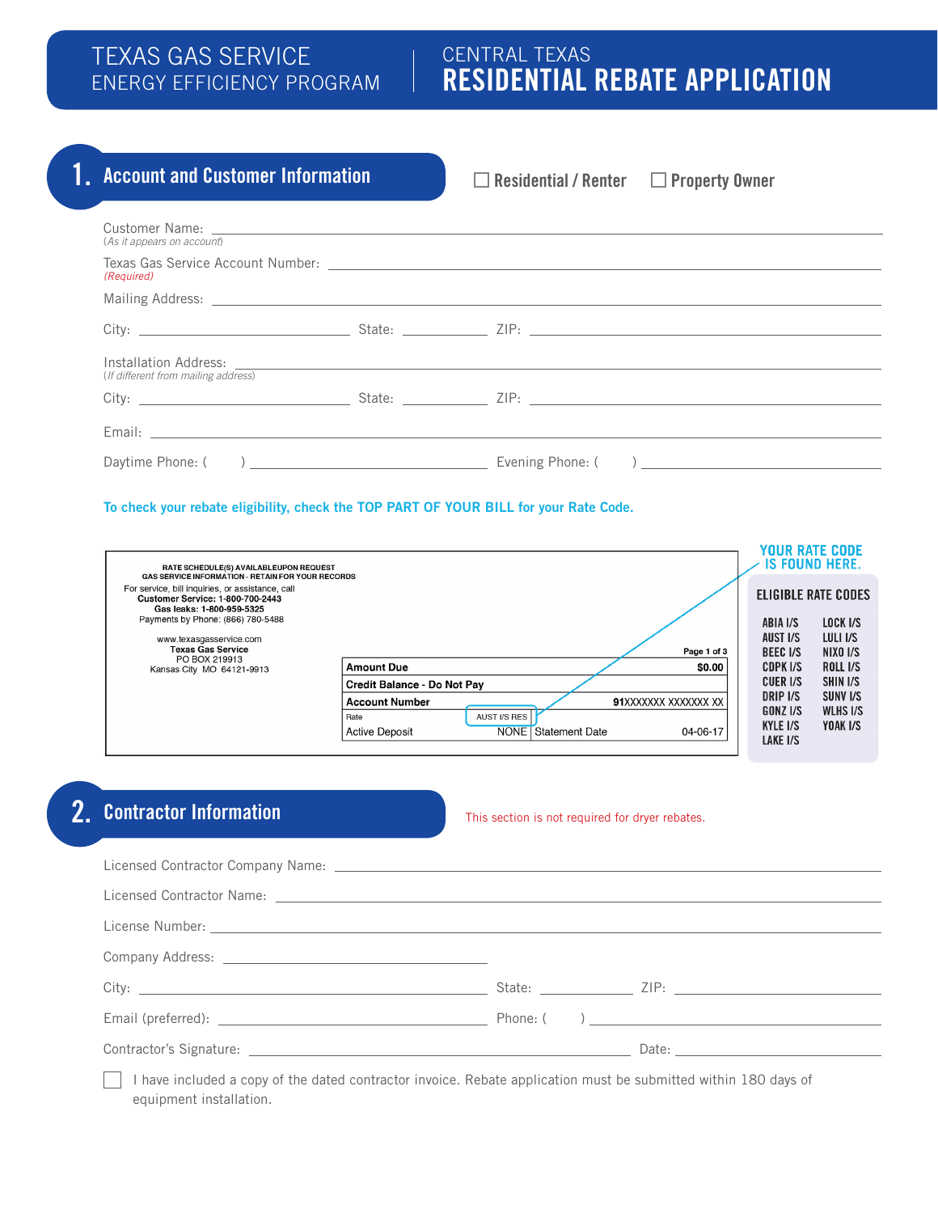# TEXAS GAS SERVICE ENERGY EFFICIENCY PROGRAM

# CENTRAL TEXAS RESIDENTIAL REBATE APPLICATION

## 1. Account and Customer Information

☐ Residential / Renter ☐ Property Owner

Customer Name: ______________________________
*(As it appears on account)*

Texas Gas Service Account Number: ______________________________
*(Required)*

Mailing Address: ______________________________

City: ______________ State: ________ ZIP: ______________

Installation Address: ______________________________
*(If different from mailing address)*

City: ______________ State: ________ ZIP: ______________

Email: ______________________________

Daytime Phone: ( ) ______________ Evening Phone: ( ) ______________

**To check your rebate eligibility, check the TOP PART OF YOUR BILL for your Rate Code.**

RATE SCHEDULE(S) AVAILABLEUPON REQUEST
GAS SERVICE INFORMATION - RETAIN FOR YOUR RECORDS
For service, bill inquiries, or assistance, call
**Customer Service: 1-800-700-2443**
**Gas leaks: 1-800-959-5325**
Payments by Phone: (866) 780-5488

www.texasgasservice.com
**Texas Gas Service**
PO BOX 219913
Kansas City MO 64121-9913

Page 1 of 3

| **Amount Due** | | | **$0.00** |
|---|---|---|---|
| **Credit Balance - Do Not Pay** | | | |
| **Account Number** | | | **91**XXXXXXX XXXXXXX XX |
| Rate | AUST I/S RES | | |
| Active Deposit | NONE | Statement Date | 04-06-17 |

**YOUR RATE CODE IS FOUND HERE.**

**ELIGIBLE RATE CODES**

| | |
|---|---|
| ABIA I/S | LOCK I/S |
| AUST I/S | LULI I/S |
| BEEC I/S | NIXO I/S |
| CDPK I/S | ROLL I/S |
| CUER I/S | SHIN I/S |
| DRIP I/S | SUNV I/S |
| GONZ I/S | WLHS I/S |
| KYLE I/S | YOAK I/S |
| LAKE I/S | |

## 2. Contractor Information

This section is not required for dryer rebates.

Licensed Contractor Company Name: ______________________________

Licensed Contractor Name: ______________________________

License Number: ______________________________

Company Address: ______________________________

City: ______________ State: ________ ZIP: ______________

Email (preferred): ______________ Phone: ( ) ______________

Contractor's Signature: ______________________________ Date: ______________

☐ I have included a copy of the dated contractor invoice. Rebate application must be submitted within 180 days of equipment installation.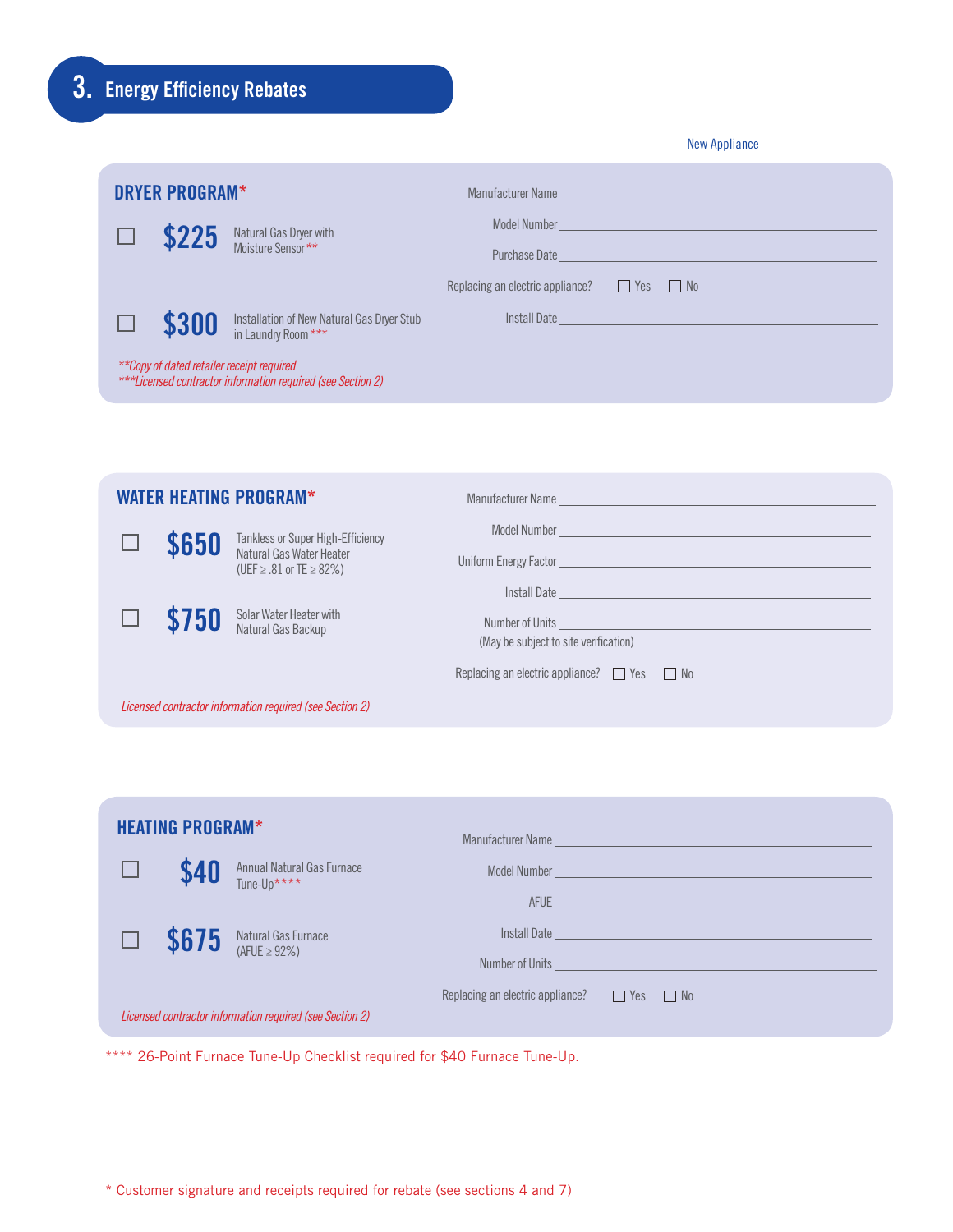## 3. Energy Efficiency Rebates

New Appliance

### DRYER PROGRAM*

☐ **$225** Natural Gas Dryer with Moisture Sensor**

☐ **$300** Installation of New Natural Gas Dryer Stub in Laundry Room***

*Copy of dated retailer receipt required*
*Licensed contractor information required (see Section 2)*

Manufacturer Name ____________________

Model Number ____________________

Purchase Date ____________________

Replacing an electric appliance? ☐ Yes ☐ No

Install Date ____________________

### WATER HEATING PROGRAM*

☐ **$650** Tankless or Super High-Efficiency Natural Gas Water Heater (UEF ≥ .81 or TE ≥ 82%)

☐ **$750** Solar Water Heater with Natural Gas Backup

*Licensed contractor information required (see Section 2)*

Manufacturer Name ____________________

Model Number ____________________

Uniform Energy Factor ____________________

Install Date ____________________

Number of Units ____________________
(May be subject to site verification)

Replacing an electric appliance? ☐ Yes ☐ No

### HEATING PROGRAM*

☐ **$40** Annual Natural Gas Furnace Tune-Up****

☐ **$675** Natural Gas Furnace (AFUE ≥ 92%)

*Licensed contractor information required (see Section 2)*

Manufacturer Name ____________________

Model Number ____________________

AFUE ____________________

Install Date ____________________

Number of Units ____________________

Replacing an electric appliance? ☐ Yes ☐ No

**** 26-Point Furnace Tune-Up Checklist required for $40 Furnace Tune-Up.

* Customer signature and receipts required for rebate (see sections 4 and 7)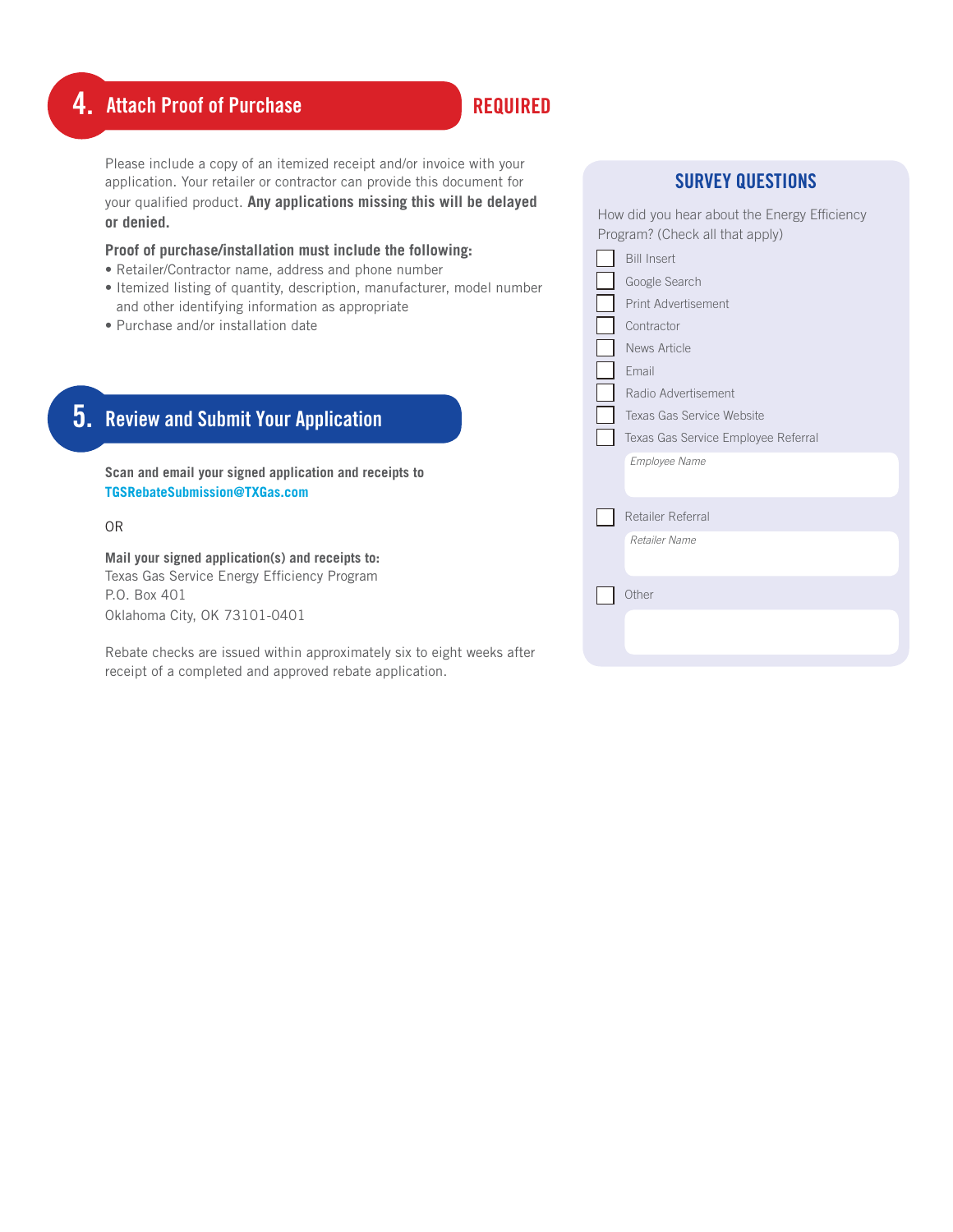## 4. Attach Proof of Purchase

**REQUIRED**

Please include a copy of an itemized receipt and/or invoice with your application. Your retailer or contractor can provide this document for your qualified product. **Any applications missing this will be delayed or denied.**

**Proof of purchase/installation must include the following:**

- Retailer/Contractor name, address and phone number
- Itemized listing of quantity, description, manufacturer, model number and other identifying information as appropriate
- Purchase and/or installation date

## 5. Review and Submit Your Application

**Scan and email your signed application and receipts to**
**TGSRebateSubmission@TXGas.com**

OR

**Mail your signed application(s) and receipts to:**
Texas Gas Service Energy Efficiency Program
P.O. Box 401
Oklahoma City, OK 73101-0401

Rebate checks are issued within approximately six to eight weeks after receipt of a completed and approved rebate application.

## SURVEY QUESTIONS

How did you hear about the Energy Efficiency Program? (Check all that apply)

- ☐ Bill Insert
- ☐ Google Search
- ☐ Print Advertisement
- ☐ Contractor
- ☐ News Article
- ☐ Email
- ☐ Radio Advertisement
- ☐ Texas Gas Service Website
- ☐ Texas Gas Service Employee Referral

  *Employee Name* ____________________

- ☐ Retailer Referral

  *Retailer Name* ____________________

- ☐ Other

  ____________________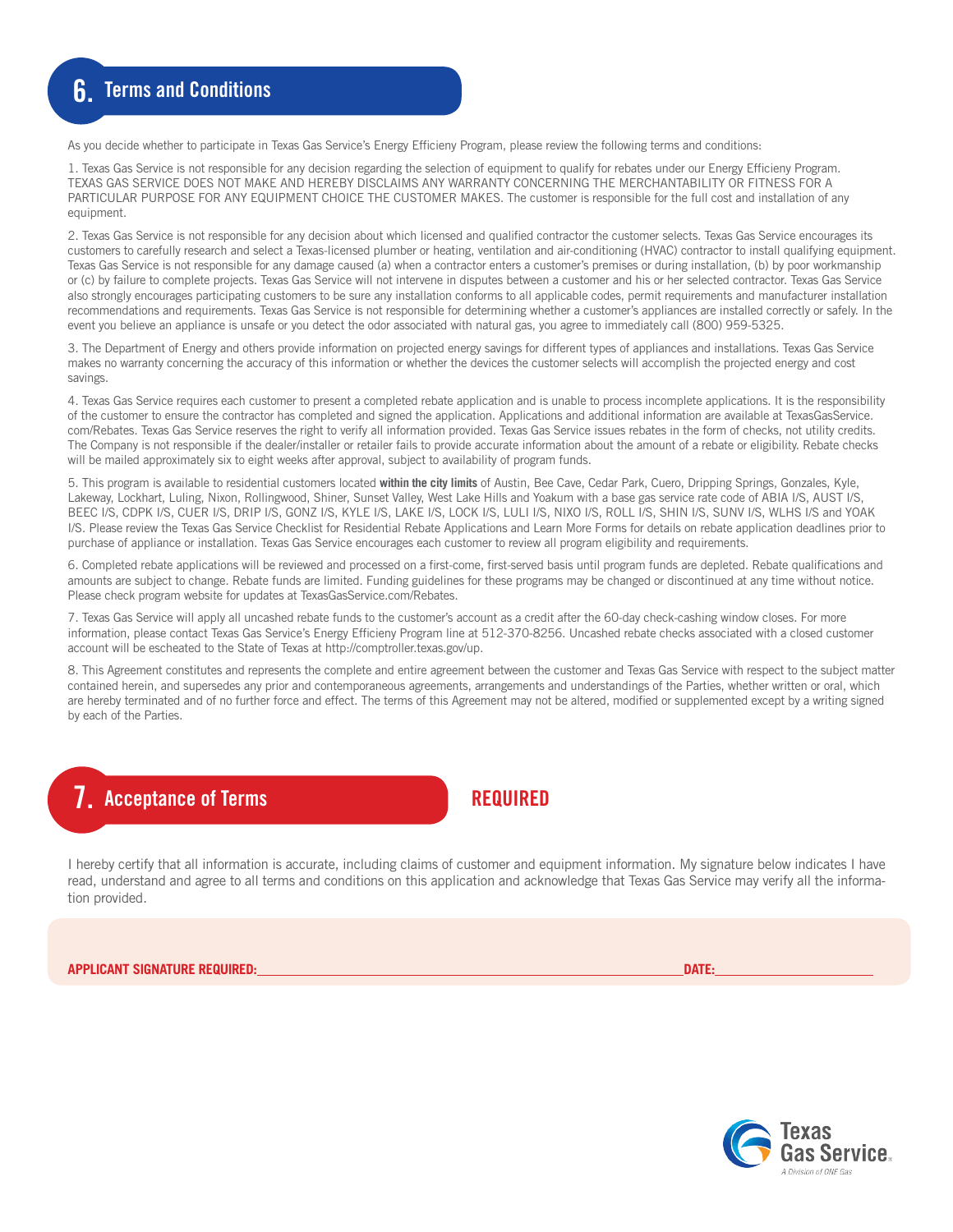## 6. Terms and Conditions

As you decide whether to participate in Texas Gas Service's Energy Efficieny Program, please review the following terms and conditions:

1. Texas Gas Service is not responsible for any decision regarding the selection of equipment to qualify for rebates under our Energy Efficieny Program. TEXAS GAS SERVICE DOES NOT MAKE AND HEREBY DISCLAIMS ANY WARRANTY CONCERNING THE MERCHANTABILITY OR FITNESS FOR A PARTICULAR PURPOSE FOR ANY EQUIPMENT CHOICE THE CUSTOMER MAKES. The customer is responsible for the full cost and installation of any equipment.

2. Texas Gas Service is not responsible for any decision about which licensed and qualified contractor the customer selects. Texas Gas Service encourages its customers to carefully research and select a Texas-licensed plumber or heating, ventilation and air-conditioning (HVAC) contractor to install qualifying equipment. Texas Gas Service is not responsible for any damage caused (a) when a contractor enters a customer's premises or during installation, (b) by poor workmanship or (c) by failure to complete projects. Texas Gas Service will not intervene in disputes between a customer and his or her selected contractor. Texas Gas Service also strongly encourages participating customers to be sure any installation conforms to all applicable codes, permit requirements and manufacturer installation recommendations and requirements. Texas Gas Service is not responsible for determining whether a customer's appliances are installed correctly or safely. In the event you believe an appliance is unsafe or you detect the odor associated with natural gas, you agree to immediately call (800) 959-5325.

3. The Department of Energy and others provide information on projected energy savings for different types of appliances and installations. Texas Gas Service makes no warranty concerning the accuracy of this information or whether the devices the customer selects will accomplish the projected energy and cost savings.

4. Texas Gas Service requires each customer to present a completed rebate application and is unable to process incomplete applications. It is the responsibility of the customer to ensure the contractor has completed and signed the application. Applications and additional information are available at TexasGasService.com/Rebates. Texas Gas Service reserves the right to verify all information provided. Texas Gas Service issues rebates in the form of checks, not utility credits. The Company is not responsible if the dealer/installer or retailer fails to provide accurate information about the amount of a rebate or eligibility. Rebate checks will be mailed approximately six to eight weeks after approval, subject to availability of program funds.

5. This program is available to residential customers located **within the city limits** of Austin, Bee Cave, Cedar Park, Cuero, Dripping Springs, Gonzales, Kyle, Lakeway, Lockhart, Luling, Nixon, Rollingwood, Shiner, Sunset Valley, West Lake Hills and Yoakum with a base gas service rate code of ABIA I/S, AUST I/S, BEEC I/S, CDPK I/S, CUER I/S, DRIP I/S, GONZ I/S, KYLE I/S, LAKE I/S, LOCK I/S, LULI I/S, NIXO I/S, ROLL I/S, SHIN I/S, SUNV I/S, WLHS I/S and YOAK I/S. Please review the Texas Gas Service Checklist for Residential Rebate Applications and Learn More Forms for details on rebate application deadlines prior to purchase of appliance or installation. Texas Gas Service encourages each customer to review all program eligibility and requirements.

6. Completed rebate applications will be reviewed and processed on a first-come, first-served basis until program funds are depleted. Rebate qualifications and amounts are subject to change. Rebate funds are limited. Funding guidelines for these programs may be changed or discontinued at any time without notice. Please check program website for updates at TexasGasService.com/Rebates.

7. Texas Gas Service will apply all uncashed rebate funds to the customer's account as a credit after the 60-day check-cashing window closes. For more information, please contact Texas Gas Service's Energy Efficieny Program line at 512-370-8256. Uncashed rebate checks associated with a closed customer account will be escheated to the State of Texas at http://comptroller.texas.gov/up.

8. This Agreement constitutes and represents the complete and entire agreement between the customer and Texas Gas Service with respect to the subject matter contained herein, and supersedes any prior and contemporaneous agreements, arrangements and understandings of the Parties, whether written or oral, which are hereby terminated and of no further force and effect. The terms of this Agreement may not be altered, modified or supplemented except by a writing signed by each of the Parties.

## 7. Acceptance of Terms

**REQUIRED**

I hereby certify that all information is accurate, including claims of customer and equipment information. My signature below indicates I have read, understand and agree to all terms and conditions on this application and acknowledge that Texas Gas Service may verify all the information provided.

**APPLICANT SIGNATURE REQUIRED:** ______________________________ **DATE:** ______________

Texas Gas Service
A Division of ONE Gas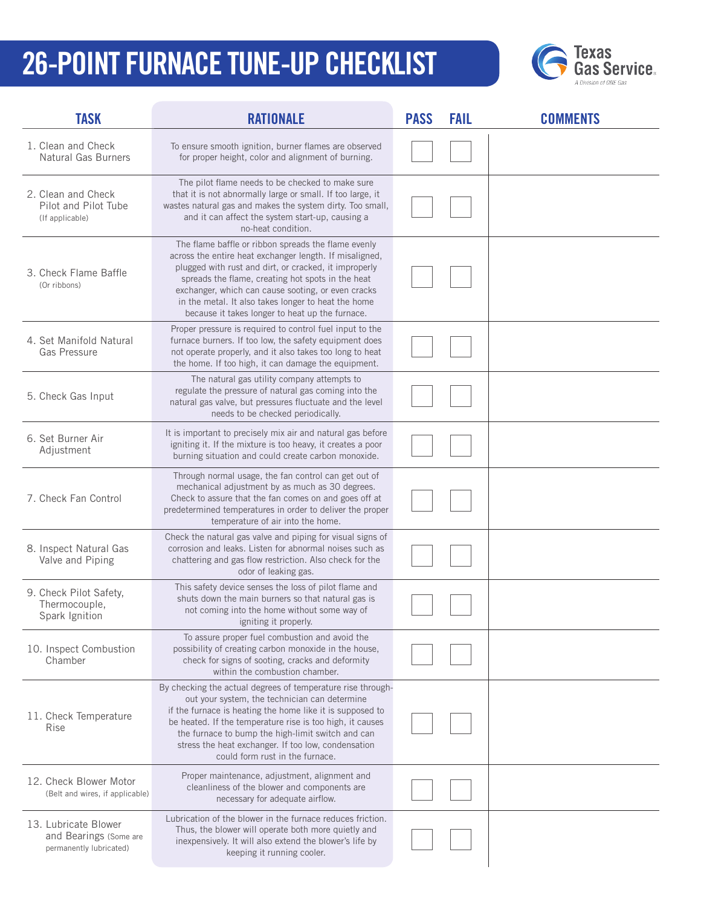# 26-POINT FURNACE TUNE-UP CHECKLIST

Texas Gas Service
A Division of ONE Gas

| TASK | RATIONALE | PASS | FAIL | COMMENTS |
|---|---|---|---|---|
| 1. Clean and Check Natural Gas Burners | To ensure smooth ignition, burner flames are observed for proper height, color and alignment of burning. | ☐ | ☐ | |
| 2. Clean and Check Pilot and Pilot Tube (If applicable) | The pilot flame needs to be checked to make sure that it is not abnormally large or small. If too large, it wastes natural gas and makes the system dirty. Too small, and it can affect the system start-up, causing a no-heat condition. | ☐ | ☐ | |
| 3. Check Flame Baffle (Or ribbons) | The flame baffle or ribbon spreads the flame evenly across the entire heat exchanger length. If misaligned, plugged with rust and dirt, or cracked, it improperly spreads the flame, creating hot spots in the heat exchanger, which can cause sooting, or even cracks in the metal. It also takes longer to heat the home because it takes longer to heat up the furnace. | ☐ | ☐ | |
| 4. Set Manifold Natural Gas Pressure | Proper pressure is required to control fuel input to the furnace burners. If too low, the safety equipment does not operate properly, and it also takes too long to heat the home. If too high, it can damage the equipment. | ☐ | ☐ | |
| 5. Check Gas Input | The natural gas utility company attempts to regulate the pressure of natural gas coming into the natural gas valve, but pressures fluctuate and the level needs to be checked periodically. | ☐ | ☐ | |
| 6. Set Burner Air Adjustment | It is important to precisely mix air and natural gas before igniting it. If the mixture is too heavy, it creates a poor burning situation and could create carbon monoxide. | ☐ | ☐ | |
| 7. Check Fan Control | Through normal usage, the fan control can get out of mechanical adjustment by as much as 30 degrees. Check to assure that the fan comes on and goes off at predetermined temperatures in order to deliver the proper temperature of air into the home. | ☐ | ☐ | |
| 8. Inspect Natural Gas Valve and Piping | Check the natural gas valve and piping for visual signs of corrosion and leaks. Listen for abnormal noises such as chattering and gas flow restriction. Also check for the odor of leaking gas. | ☐ | ☐ | |
| 9. Check Pilot Safety, Thermocouple, Spark Ignition | This safety device senses the loss of pilot flame and shuts down the main burners so that natural gas is not coming into the home without some way of igniting it properly. | ☐ | ☐ | |
| 10. Inspect Combustion Chamber | To assure proper fuel combustion and avoid the possibility of creating carbon monoxide in the house, check for signs of sooting, cracks and deformity within the combustion chamber. | ☐ | ☐ | |
| 11. Check Temperature Rise | By checking the actual degrees of temperature rise throughout your system, the technician can determine if the furnace is heating the home like it is supposed to be heated. If the temperature rise is too high, it causes the furnace to bump the high-limit switch and can stress the heat exchanger. If too low, condensation could form rust in the furnace. | ☐ | ☐ | |
| 12. Check Blower Motor (Belt and wires, if applicable) | Proper maintenance, adjustment, alignment and cleanliness of the blower and components are necessary for adequate airflow. | ☐ | ☐ | |
| 13. Lubricate Blower and Bearings (Some are permanently lubricated) | Lubrication of the blower in the furnace reduces friction. Thus, the blower will operate both more quietly and inexpensively. It will also extend the blower's life by keeping it running cooler. | ☐ | ☐ | |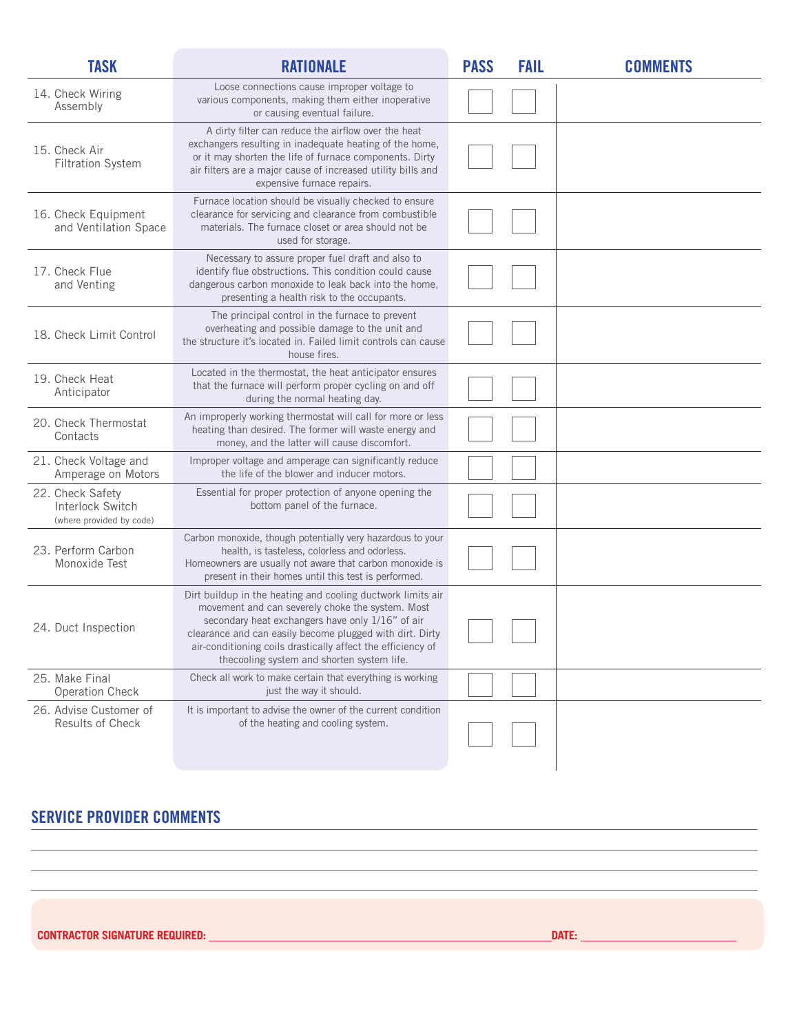| TASK | RATIONALE | PASS | FAIL | COMMENTS |
|---|---|---|---|---|
| 14. Check Wiring Assembly | Loose connections cause improper voltage to various components, making them either inoperative or causing eventual failure. | ☐ | ☐ | |
| 15. Check Air Filtration System | A dirty filter can reduce the airflow over the heat exchangers resulting in inadequate heating of the home, or it may shorten the life of furnace components. Dirty air filters are a major cause of increased utility bills and expensive furnace repairs. | ☐ | ☐ | |
| 16. Check Equipment and Ventilation Space | Furnace location should be visually checked to ensure clearance for servicing and clearance from combustible materials. The furnace closet or area should not be used for storage. | ☐ | ☐ | |
| 17. Check Flue and Venting | Necessary to assure proper fuel draft and also to identify flue obstructions. This condition could cause dangerous carbon monoxide to leak back into the home, presenting a health risk to the occupants. | ☐ | ☐ | |
| 18. Check Limit Control | The principal control in the furnace to prevent overheating and possible damage to the unit and the structure it's located in. Failed limit controls can cause house fires. | ☐ | ☐ | |
| 19. Check Heat Anticipator | Located in the thermostat, the heat anticipator ensures that the furnace will perform proper cycling on and off during the normal heating day. | ☐ | ☐ | |
| 20. Check Thermostat Contacts | An improperly working thermostat will call for more or less heating than desired. The former will waste energy and money, and the latter will cause discomfort. | ☐ | ☐ | |
| 21. Check Voltage and Amperage on Motors | Improper voltage and amperage can significantly reduce the life of the blower and inducer motors. | ☐ | ☐ | |
| 22. Check Safety Interlock Switch (where provided by code) | Essential for proper protection of anyone opening the bottom panel of the furnace. | ☐ | ☐ | |
| 23. Perform Carbon Monoxide Test | Carbon monoxide, though potentially very hazardous to your health, is tasteless, colorless and odorless. Homeowners are usually not aware that carbon monoxide is present in their homes until this test is performed. | ☐ | ☐ | |
| 24. Duct Inspection | Dirt buildup in the heating and cooling ductwork limits air movement and can severely choke the system. Most secondary heat exchangers have only 1/16" of air clearance and can easily become plugged with dirt. Dirty air-conditioning coils drastically affect the efficiency of thecooling system and shorten system life. | ☐ | ☐ | |
| 25. Make Final Operation Check | Check all work to make certain that everything is working just the way it should. | ☐ | ☐ | |
| 26. Advise Customer of Results of Check | It is important to advise the owner of the current condition of the heating and cooling system. | ☐ | ☐ | |

## SERVICE PROVIDER COMMENTS

______________________________________________________________________

______________________________________________________________________

______________________________________________________________________

**CONTRACTOR SIGNATURE REQUIRED:** ______________________________ **DATE:** ______________